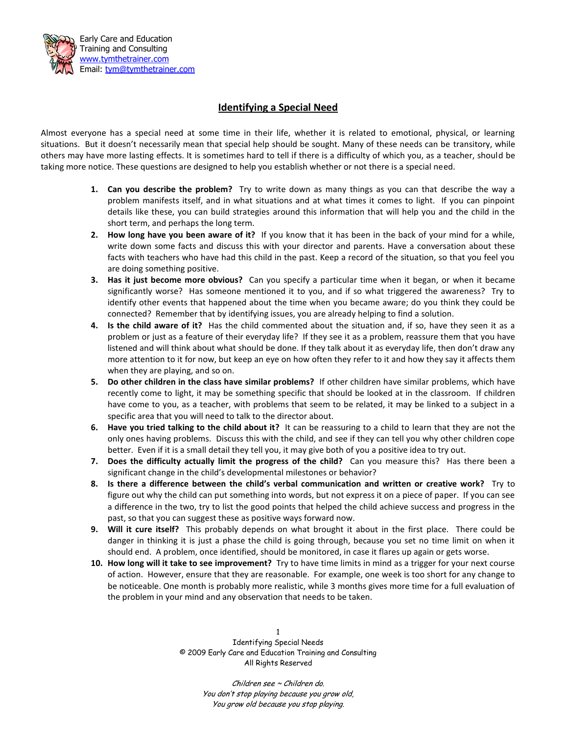Early Care and Education
Training and Consulting
www.tymthetrainer.com
Email: tym@tymthetrainer.com

# Identifying a Special Need

Almost everyone has a special need at some time in their life, whether it is related to emotional, physical, or learning situations. But it doesn't necessarily mean that special help should be sought. Many of these needs can be transitory, while others may have more lasting effects. It is sometimes hard to tell if there is a difficulty of which you, as a teacher, should be taking more notice. These questions are designed to help you establish whether or not there is a special need.

1. **Can you describe the problem?** Try to write down as many things as you can that describe the way a problem manifests itself, and in what situations and at what times it comes to light. If you can pinpoint details like these, you can build strategies around this information that will help you and the child in the short term, and perhaps the long term.
2. **How long have you been aware of it?** If you know that it has been in the back of your mind for a while, write down some facts and discuss this with your director and parents. Have a conversation about these facts with teachers who have had this child in the past. Keep a record of the situation, so that you feel you are doing something positive.
3. **Has it just become more obvious?** Can you specify a particular time when it began, or when it became significantly worse? Has someone mentioned it to you, and if so what triggered the awareness? Try to identify other events that happened about the time when you became aware; do you think they could be connected? Remember that by identifying issues, you are already helping to find a solution.
4. **Is the child aware of it?** Has the child commented about the situation and, if so, have they seen it as a problem or just as a feature of their everyday life? If they see it as a problem, reassure them that you have listened and will think about what should be done. If they talk about it as everyday life, then don't draw any more attention to it for now, but keep an eye on how often they refer to it and how they say it affects them when they are playing, and so on.
5. **Do other children in the class have similar problems?** If other children have similar problems, which have recently come to light, it may be something specific that should be looked at in the classroom. If children have come to you, as a teacher, with problems that seem to be related, it may be linked to a subject in a specific area that you will need to talk to the director about.
6. **Have you tried talking to the child about it?** It can be reassuring to a child to learn that they are not the only ones having problems. Discuss this with the child, and see if they can tell you why other children cope better. Even if it is a small detail they tell you, it may give both of you a positive idea to try out.
7. **Does the difficulty actually limit the progress of the child?** Can you measure this? Has there been a significant change in the child's developmental milestones or behavior?
8. **Is there a difference between the child's verbal communication and written or creative work?** Try to figure out why the child can put something into words, but not express it on a piece of paper. If you can see a difference in the two, try to list the good points that helped the child achieve success and progress in the past, so that you can suggest these as positive ways forward now.
9. **Will it cure itself?** This probably depends on what brought it about in the first place. There could be danger in thinking it is just a phase the child is going through, because you set no time limit on when it should end. A problem, once identified, should be monitored, in case it flares up again or gets worse.
10. **How long will it take to see improvement?** Try to have time limits in mind as a trigger for your next course of action. However, ensure that they are reasonable. For example, one week is too short for any change to be noticeable. One month is probably more realistic, while 3 months gives more time for a full evaluation of the problem in your mind and any observation that needs to be taken.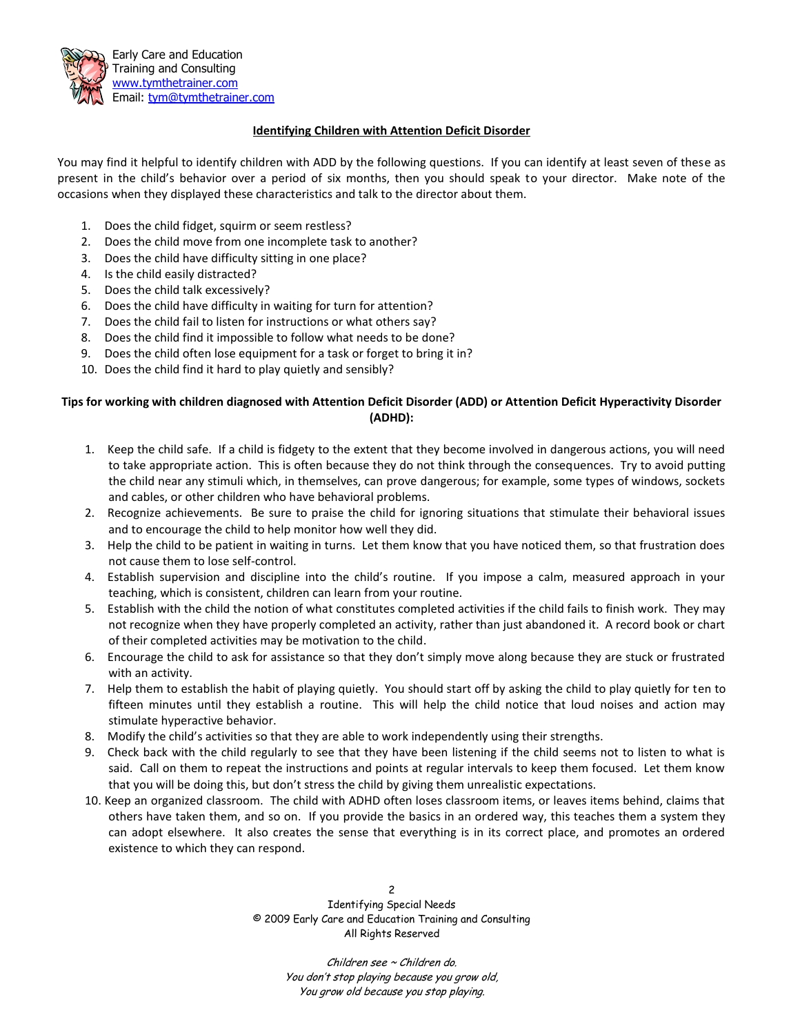Early Care and Education
Training and Consulting
www.tymthetrainer.com
Email: tym@tymthetrainer.com

## Identifying Children with Attention Deficit Disorder

You may find it helpful to identify children with ADD by the following questions. If you can identify at least seven of these as present in the child's behavior over a period of six months, then you should speak to your director. Make note of the occasions when they displayed these characteristics and talk to the director about them.

1. Does the child fidget, squirm or seem restless?
2. Does the child move from one incomplete task to another?
3. Does the child have difficulty sitting in one place?
4. Is the child easily distracted?
5. Does the child talk excessively?
6. Does the child have difficulty in waiting for turn for attention?
7. Does the child fail to listen for instructions or what others say?
8. Does the child find it impossible to follow what needs to be done?
9. Does the child often lose equipment for a task or forget to bring it in?
10. Does the child find it hard to play quietly and sensibly?

**Tips for working with children diagnosed with Attention Deficit Disorder (ADD) or Attention Deficit Hyperactivity Disorder (ADHD):**

1. Keep the child safe. If a child is fidgety to the extent that they become involved in dangerous actions, you will need to take appropriate action. This is often because they do not think through the consequences. Try to avoid putting the child near any stimuli which, in themselves, can prove dangerous; for example, some types of windows, sockets and cables, or other children who have behavioral problems.
2. Recognize achievements. Be sure to praise the child for ignoring situations that stimulate their behavioral issues and to encourage the child to help monitor how well they did.
3. Help the child to be patient in waiting in turns. Let them know that you have noticed them, so that frustration does not cause them to lose self-control.
4. Establish supervision and discipline into the child's routine. If you impose a calm, measured approach in your teaching, which is consistent, children can learn from your routine.
5. Establish with the child the notion of what constitutes completed activities if the child fails to finish work. They may not recognize when they have properly completed an activity, rather than just abandoned it. A record book or chart of their completed activities may be motivation to the child.
6. Encourage the child to ask for assistance so that they don't simply move along because they are stuck or frustrated with an activity.
7. Help them to establish the habit of playing quietly. You should start off by asking the child to play quietly for ten to fifteen minutes until they establish a routine. This will help the child notice that loud noises and action may stimulate hyperactive behavior.
8. Modify the child's activities so that they are able to work independently using their strengths.
9. Check back with the child regularly to see that they have been listening if the child seems not to listen to what is said. Call on them to repeat the instructions and points at regular intervals to keep them focused. Let them know that you will be doing this, but don't stress the child by giving them unrealistic expectations.
10. Keep an organized classroom. The child with ADHD often loses classroom items, or leaves items behind, claims that others have taken them, and so on. If you provide the basics in an ordered way, this teaches them a system they can adopt elsewhere. It also creates the sense that everything is in its correct place, and promotes an ordered existence to which they can respond.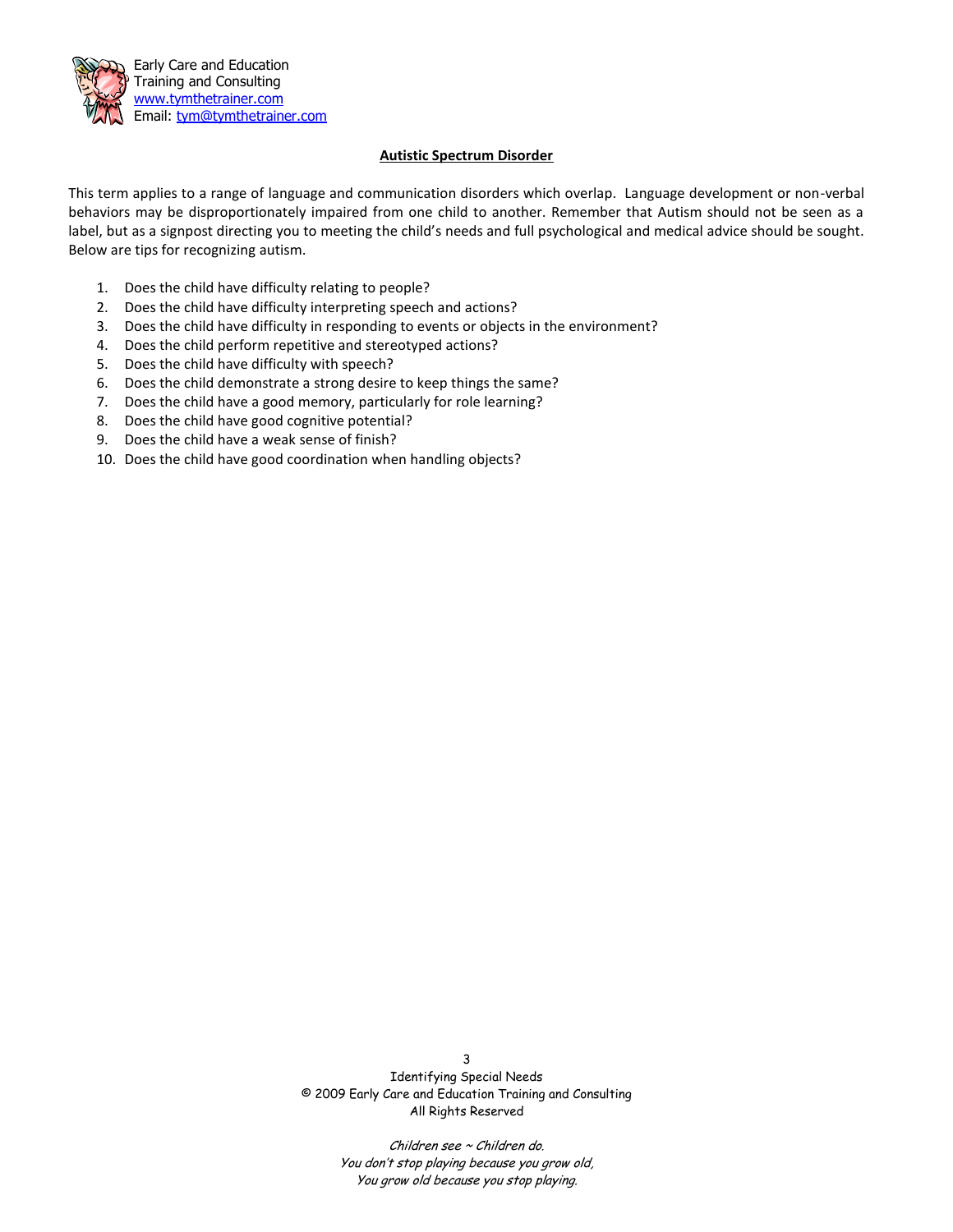Early Care and Education
Training and Consulting
www.tymthetrainer.com
Email: tym@tymthetrainer.com

## Autistic Spectrum Disorder

This term applies to a range of language and communication disorders which overlap. Language development or non-verbal behaviors may be disproportionately impaired from one child to another. Remember that Autism should not be seen as a label, but as a signpost directing you to meeting the child's needs and full psychological and medical advice should be sought. Below are tips for recognizing autism.

1. Does the child have difficulty relating to people?
2. Does the child have difficulty interpreting speech and actions?
3. Does the child have difficulty in responding to events or objects in the environment?
4. Does the child perform repetitive and stereotyped actions?
5. Does the child have difficulty with speech?
6. Does the child demonstrate a strong desire to keep things the same?
7. Does the child have a good memory, particularly for role learning?
8. Does the child have good cognitive potential?
9. Does the child have a weak sense of finish?
10. Does the child have good coordination when handling objects?